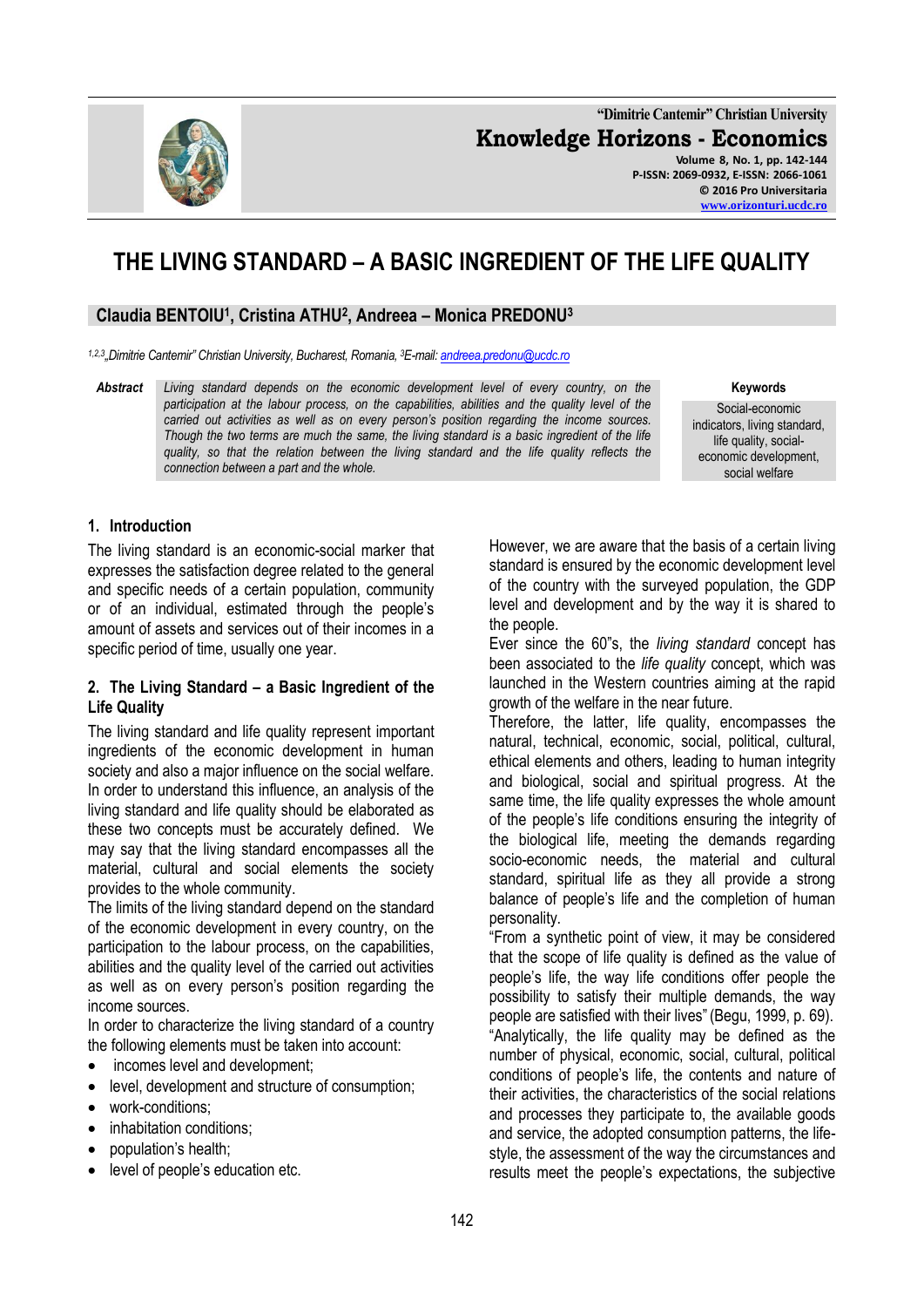"Dimitrie Cantemir" Christian University

**Knowledge Horizons - Economics**

Volume 8, No. 1, pp. 142-144
P-ISSN: 2069-0932, E-ISSN: 2066-1061
© 2016 Pro Universitaria
www.orizonturi.ucdc.ro

# THE LIVING STANDARD – A BASIC INGREDIENT OF THE LIFE QUALITY

**Claudia BENTOIU[1], Cristina ATHU[2], Andreea – Monica PREDONU[3]**

*[1,2,3]"Dimitrie Cantemir" Christian University, Bucharest, Romania, [3]E-mail: andreea.predonu@ucdc.ro*

***Abstract*** *Living standard depends on the economic development level of every country, on the participation at the labour process, on the capabilities, abilities and the quality level of the carried out activities as well as on every person's position regarding the income sources. Though the two terms are much the same, the living standard is a basic ingredient of the life quality, so that the relation between the living standard and the life quality reflects the connection between a part and the whole.*

**Keywords**

Social-economic indicators, living standard, life quality, social-economic development, social welfare

## 1. Introduction

The living standard is an economic-social marker that expresses the satisfaction degree related to the general and specific needs of a certain population, community or of an individual, estimated through the people's amount of assets and services out of their incomes in a specific period of time, usually one year.

## 2. The Living Standard – a Basic Ingredient of the Life Quality

The living standard and life quality represent important ingredients of the economic development in human society and also a major influence on the social welfare. In order to understand this influence, an analysis of the living standard and life quality should be elaborated as these two concepts must be accurately defined. We may say that the living standard encompasses all the material, cultural and social elements the society provides to the whole community.

The limits of the living standard depend on the standard of the economic development in every country, on the participation to the labour process, on the capabilities, abilities and the quality level of the carried out activities as well as on every person's position regarding the income sources.

In order to characterize the living standard of a country the following elements must be taken into account:

- incomes level and development;
- level, development and structure of consumption;
- work-conditions;
- inhabitation conditions;
- population's health;
- level of people's education etc.

However, we are aware that the basis of a certain living standard is ensured by the economic development level of the country with the surveyed population, the GDP level and development and by the way it is shared to the people.

Ever since the 60"s, the *living standard* concept has been associated to the *life quality* concept, which was launched in the Western countries aiming at the rapid growth of the welfare in the near future.

Therefore, the latter, life quality, encompasses the natural, technical, economic, social, political, cultural, ethical elements and others, leading to human integrity and biological, social and spiritual progress. At the same time, the life quality expresses the whole amount of the people's life conditions ensuring the integrity of the biological life, meeting the demands regarding socio-economic needs, the material and cultural standard, spiritual life as they all provide a strong balance of people's life and the completion of human personality.

"From a synthetic point of view, it may be considered that the scope of life quality is defined as the value of people's life, the way life conditions offer people the possibility to satisfy their multiple demands, the way people are satisfied with their lives" (Begu, 1999, p. 69).

"Analytically, the life quality may be defined as the number of physical, economic, social, cultural, political conditions of people's life, the contents and nature of their activities, the characteristics of the social relations and processes they participate to, the available goods and service, the adopted consumption patterns, the life-style, the assessment of the way the circumstances and results meet the people's expectations, the subjective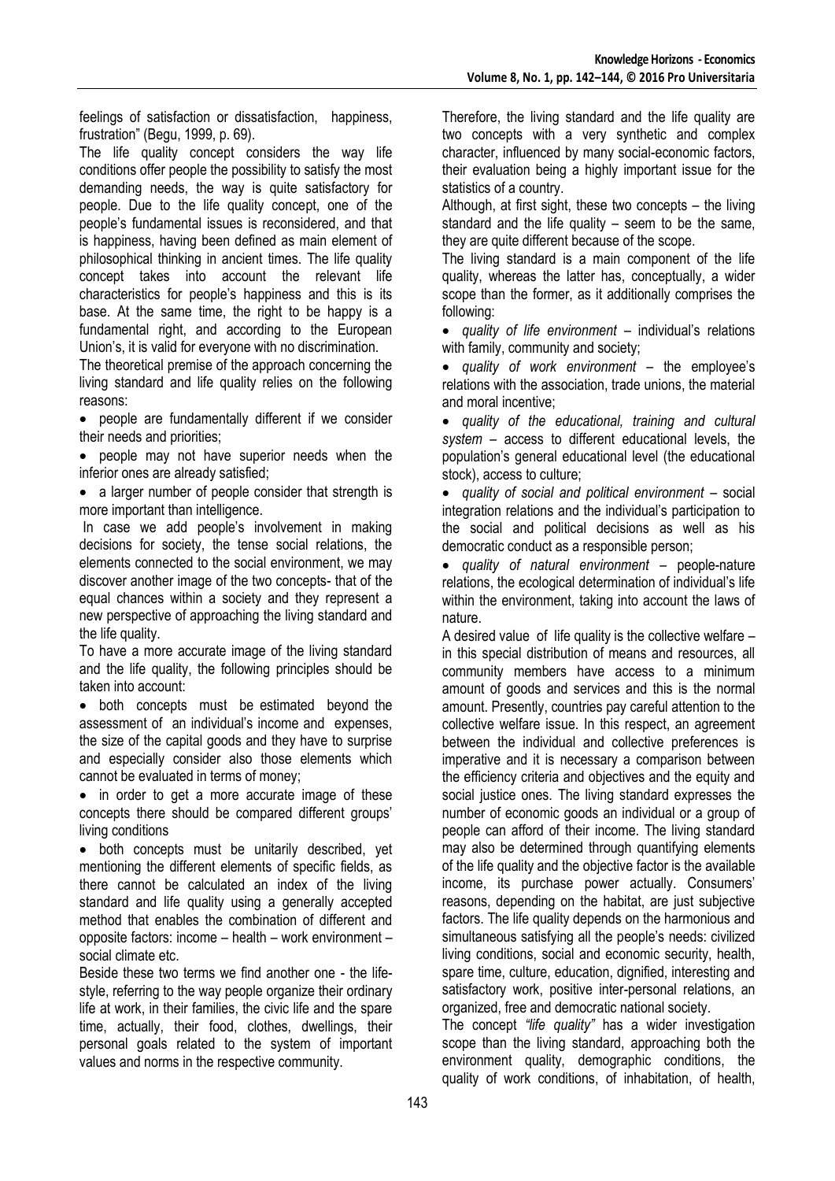feelings of satisfaction or dissatisfaction, happiness, frustration" (Begu, 1999, p. 69).

The life quality concept considers the way life conditions offer people the possibility to satisfy the most demanding needs, the way is quite satisfactory for people. Due to the life quality concept, one of the people's fundamental issues is reconsidered, and that is happiness, having been defined as main element of philosophical thinking in ancient times. The life quality concept takes into account the relevant life characteristics for people's happiness and this is its base. At the same time, the right to be happy is a fundamental right, and according to the European Union's, it is valid for everyone with no discrimination.

The theoretical premise of the approach concerning the living standard and life quality relies on the following reasons:

- people are fundamentally different if we consider their needs and priorities;
- people may not have superior needs when the inferior ones are already satisfied;
- a larger number of people consider that strength is more important than intelligence.

In case we add people's involvement in making decisions for society, the tense social relations, the elements connected to the social environment, we may discover another image of the two concepts- that of the equal chances within a society and they represent a new perspective of approaching the living standard and the life quality.

To have a more accurate image of the living standard and the life quality, the following principles should be taken into account:

- both concepts must be estimated beyond the assessment of an individual's income and expenses, the size of the capital goods and they have to surprise and especially consider also those elements which cannot be evaluated in terms of money;
- in order to get a more accurate image of these concepts there should be compared different groups' living conditions
- both concepts must be unitarily described, yet mentioning the different elements of specific fields, as there cannot be calculated an index of the living standard and life quality using a generally accepted method that enables the combination of different and opposite factors: income – health – work environment – social climate etc.

Beside these two terms we find another one - the life-style, referring to the way people organize their ordinary life at work, in their families, the civic life and the spare time, actually, their food, clothes, dwellings, their personal goals related to the system of important values and norms in the respective community.

Therefore, the living standard and the life quality are two concepts with a very synthetic and complex character, influenced by many social-economic factors, their evaluation being a highly important issue for the statistics of a country.

Although, at first sight, these two concepts – the living standard and the life quality – seem to be the same, they are quite different because of the scope.

The living standard is a main component of the life quality, whereas the latter has, conceptually, a wider scope than the former, as it additionally comprises the following:

- *quality of life environment* – individual's relations with family, community and society;
- *quality of work environment* – the employee's relations with the association, trade unions, the material and moral incentive;
- *quality of the educational, training and cultural system* – access to different educational levels, the population's general educational level (the educational stock), access to culture;
- *quality of social and political environment* – social integration relations and the individual's participation to the social and political decisions as well as his democratic conduct as a responsible person;
- *quality of natural environment* – people-nature relations, the ecological determination of individual's life within the environment, taking into account the laws of nature.

A desired value of life quality is the collective welfare – in this special distribution of means and resources, all community members have access to a minimum amount of goods and services and this is the normal amount. Presently, countries pay careful attention to the collective welfare issue. In this respect, an agreement between the individual and collective preferences is imperative and it is necessary a comparison between the efficiency criteria and objectives and the equity and social justice ones. The living standard expresses the number of economic goods an individual or a group of people can afford of their income. The living standard may also be determined through quantifying elements of the life quality and the objective factor is the available income, its purchase power actually. Consumers' reasons, depending on the habitat, are just subjective factors. The life quality depends on the harmonious and simultaneous satisfying all the people's needs: civilized living conditions, social and economic security, health, spare time, culture, education, dignified, interesting and satisfactory work, positive inter-personal relations, an organized, free and democratic national society.

The concept *"life quality"* has a wider investigation scope than the living standard, approaching both the environment quality, demographic conditions, the quality of work conditions, of inhabitation, of health,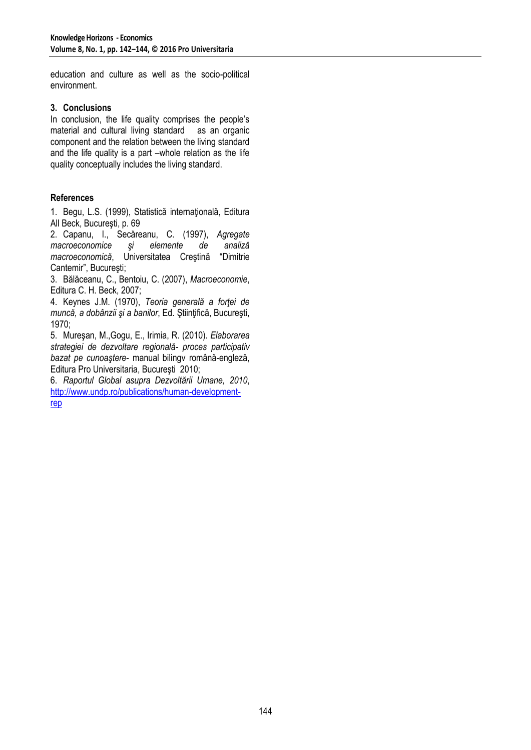education and culture as well as the socio-political environment.

## 3. Conclusions

In conclusion, the life quality comprises the people's material and cultural living standard as an organic component and the relation between the living standard and the life quality is a part –whole relation as the life quality conceptually includes the living standard.

## References

1. Begu, L.S. (1999), Statistică internaţională, Editura All Beck, Bucureşti, p. 69
2. Capanu, I., Secăreanu, C. (1997), *Agregate macroeconomice şi elemente de analiză macroeconomică*, Universitatea Creştină "Dimitrie Cantemir", Bucureşti;
3. Bălăceanu, C., Bentoiu, C. (2007), *Macroeconomie*, Editura C. H. Beck, 2007;
4. Keynes J.M. (1970), *Teoria generală a forţei de muncă, a dobânzii şi a banilor*, Ed. Ştiinţifică, Bucureşti, 1970;
5. Mureşan, M.,Gogu, E., Irimia, R. (2010). *Elaborarea strategiei de dezvoltare regională- proces participativ bazat pe cunoaştere*- manual bilingv română-engleză, Editura Pro Universitaria, Bucureşti 2010;
6. *Raportul Global asupra Dezvoltării Umane, 2010*, http://www.undp.ro/publications/human-development-rep